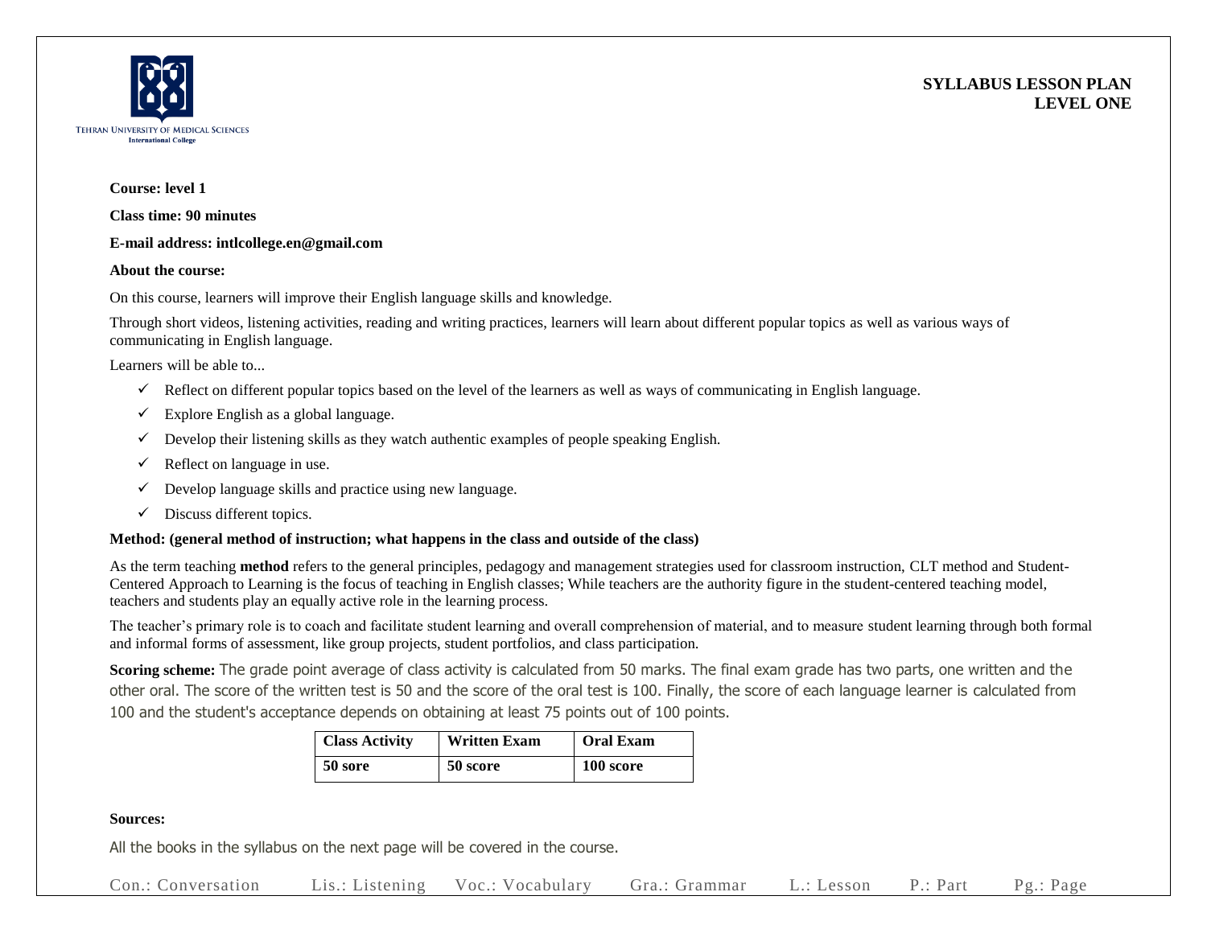Tehran University of Medical Sciences
International College

**SYLLABUS LESSON PLAN**
**LEVEL ONE**

**Course: level 1**

**Class time: 90 minutes**

**E-mail address: intlcollege.en@gmail.com**

**About the course:**

On this course, learners will improve their English language skills and knowledge.

Through short videos, listening activities, reading and writing practices, learners will learn about different popular topics as well as various ways of communicating in English language.

Learners will be able to...

- ✓ Reflect on different popular topics based on the level of the learners as well as ways of communicating in English language.
- ✓ Explore English as a global language.
- ✓ Develop their listening skills as they watch authentic examples of people speaking English.
- ✓ Reflect on language in use.
- ✓ Develop language skills and practice using new language.
- ✓ Discuss different topics.

**Method: (general method of instruction; what happens in the class and outside of the class)**

As the term teaching **method** refers to the general principles, pedagogy and management strategies used for classroom instruction, CLT method and Student-Centered Approach to Learning is the focus of teaching in English classes; While teachers are the authority figure in the student-centered teaching model, teachers and students play an equally active role in the learning process.

The teacher's primary role is to coach and facilitate student learning and overall comprehension of material, and to measure student learning through both formal and informal forms of assessment, like group projects, student portfolios, and class participation.

**Scoring scheme:** The grade point average of class activity is calculated from 50 marks. The final exam grade has two parts, one written and the other oral. The score of the written test is 50 and the score of the oral test is 100. Finally, the score of each language learner is calculated from 100 and the student's acceptance depends on obtaining at least 75 points out of 100 points.

| Class Activity | Written Exam | Oral Exam |
|---|---|---|
| **50 sore** | **50 score** | **100 score** |

**Sources:**

All the books in the syllabus on the next page will be covered in the course.

Con.: Conversation  Lis.: Listening  Voc.: Vocabulary  Gra.: Grammar  L.: Lesson  P.: Part  Pg.: Page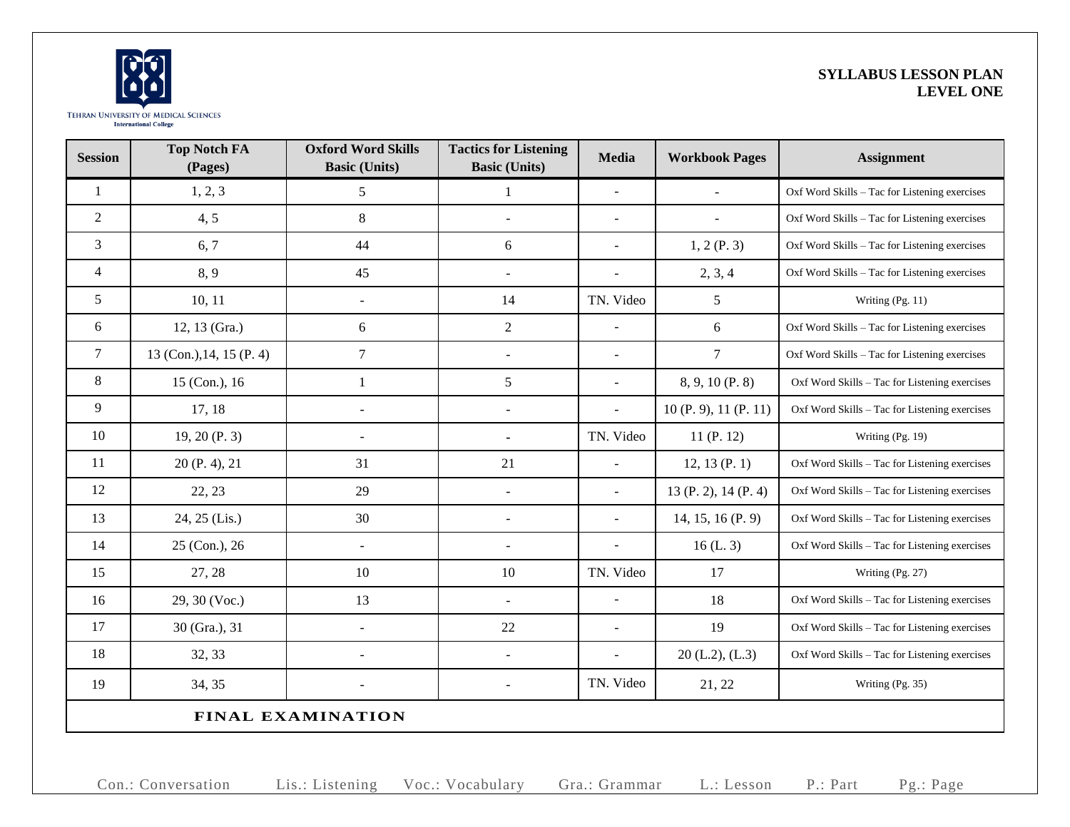TEHRAN UNIVERSITY OF MEDICAL SCIENCES
International College

**SYLLABUS LESSON PLAN**
**LEVEL ONE**

| Session | Top Notch FA (Pages) | Oxford Word Skills Basic (Units) | Tactics for Listening Basic (Units) | Media | Workbook Pages | Assignment |
|---|---|---|---|---|---|---|
| 1 | 1, 2, 3 | 5 | 1 | - | - | Oxf Word Skills – Tac for Listening exercises |
| 2 | 4, 5 | 8 | - | - | - | Oxf Word Skills – Tac for Listening exercises |
| 3 | 6, 7 | 44 | 6 | - | 1, 2 (P. 3) | Oxf Word Skills – Tac for Listening exercises |
| 4 | 8, 9 | 45 | - | - | 2, 3, 4 | Oxf Word Skills – Tac for Listening exercises |
| 5 | 10, 11 | - | 14 | TN. Video | 5 | Writing (Pg. 11) |
| 6 | 12, 13 (Gra.) | 6 | 2 | - | 6 | Oxf Word Skills – Tac for Listening exercises |
| 7 | 13 (Con.),14, 15 (P. 4) | 7 | - | - | 7 | Oxf Word Skills – Tac for Listening exercises |
| 8 | 15 (Con.), 16 | 1 | 5 | - | 8, 9, 10 (P. 8) | Oxf Word Skills – Tac for Listening exercises |
| 9 | 17, 18 | - | - | - | 10 (P. 9), 11 (P. 11) | Oxf Word Skills – Tac for Listening exercises |
| 10 | 19, 20 (P. 3) | - | - | TN. Video | 11 (P. 12) | Writing (Pg. 19) |
| 11 | 20 (P. 4), 21 | 31 | 21 | - | 12, 13 (P. 1) | Oxf Word Skills – Tac for Listening exercises |
| 12 | 22, 23 | 29 | - | - | 13 (P. 2), 14 (P. 4) | Oxf Word Skills – Tac for Listening exercises |
| 13 | 24, 25 (Lis.) | 30 | - | - | 14, 15, 16 (P. 9) | Oxf Word Skills – Tac for Listening exercises |
| 14 | 25 (Con.), 26 | - | - | - | 16 (L. 3) | Oxf Word Skills – Tac for Listening exercises |
| 15 | 27, 28 | 10 | 10 | TN. Video | 17 | Writing (Pg. 27) |
| 16 | 29, 30 (Voc.) | 13 | - | - | 18 | Oxf Word Skills – Tac for Listening exercises |
| 17 | 30 (Gra.), 31 | - | 22 | - | 19 | Oxf Word Skills – Tac for Listening exercises |
| 18 | 32, 33 | - | - | - | 20 (L.2), (L.3) | Oxf Word Skills – Tac for Listening exercises |
| 19 | 34, 35 | - | - | TN. Video | 21, 22 | Writing (Pg. 35) |
| **FINAL EXAMINATION** | | | | | | |

Con.: Conversation    Lis.: Listening    Voc.: Vocabulary    Gra.: Grammar    L.: Lesson    P.: Part    Pg.: Page